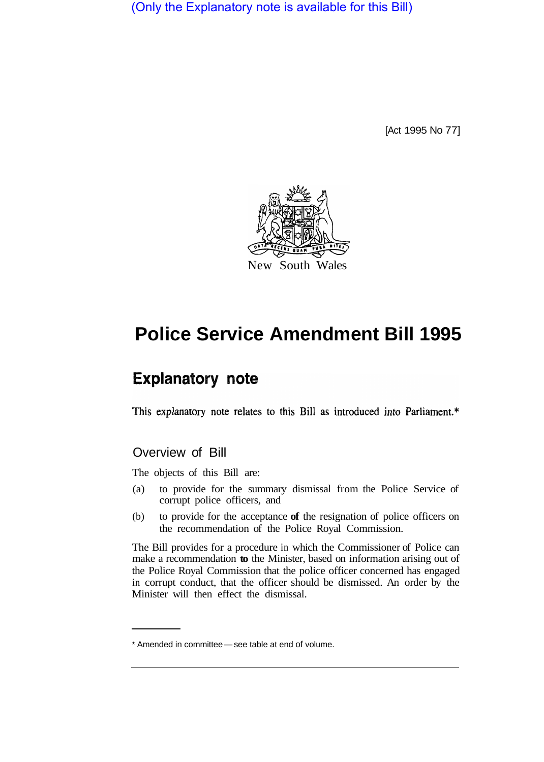(Only the Explanatory note is available for this Bill)

[Act 1995 No 77]

New South Wales

# Police Service Amendment Bill 1995

## Explanatory note

This explanatory note relates to this Bill as introduced into Parliament.*

### Overview of Bill

The objects of this Bill are:

(a) to provide for the summary dismissal from the Police Service of corrupt police officers, and

(b) to provide for the acceptance of the resignation of police officers on the recommendation of the Police Royal Commission.

The Bill provides for a procedure in which the Commissioner of Police can make a recommendation to the Minister, based on information arising out of the Police Royal Commission that the police officer concerned has engaged in corrupt conduct, that the officer should be dismissed. An order by the Minister will then effect the dismissal.

* Amended in committee — see table at end of volume.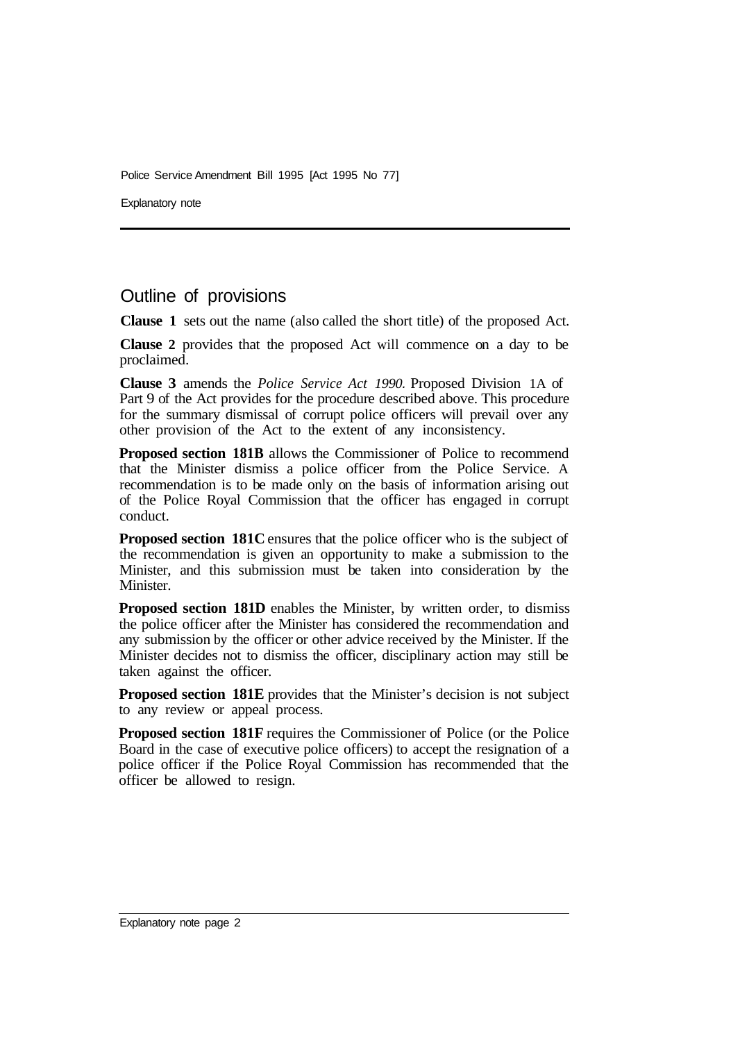## Outline of provisions

**Clause 1** sets out the name (also called the short title) of the proposed Act.

**Clause 2** provides that the proposed Act will commence on a day to be proclaimed.

**Clause 3** amends the *Police Service Act 1990.* Proposed Division 1A of Part 9 of the Act provides for the procedure described above. This procedure for the summary dismissal of corrupt police officers will prevail over any other provision of the Act to the extent of any inconsistency.

**Proposed section 181B** allows the Commissioner of Police to recommend that the Minister dismiss a police officer from the Police Service. A recommendation is to be made only on the basis of information arising out of the Police Royal Commission that the officer has engaged in corrupt conduct.

**Proposed section 181C** ensures that the police officer who is the subject of the recommendation is given an opportunity to make a submission to the Minister, and this submission must be taken into consideration by the Minister.

**Proposed section 181D** enables the Minister, by written order, to dismiss the police officer after the Minister has considered the recommendation and any submission by the officer or other advice received by the Minister. If the Minister decides not to dismiss the officer, disciplinary action may still be taken against the officer.

**Proposed section 181E** provides that the Minister's decision is not subject to any review or appeal process.

**Proposed section 181F** requires the Commissioner of Police (or the Police Board in the case of executive police officers) to accept the resignation of a police officer if the Police Royal Commission has recommended that the officer be allowed to resign.